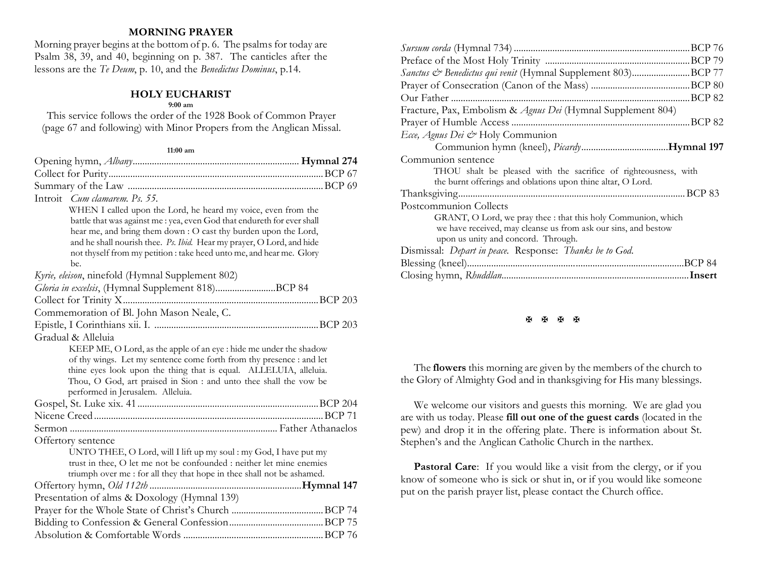## MORNING PRAYER

Morning prayer begins at the bottom of p. 6. The psalms for today are Psalm 38, 39, and 40, beginning on p. 387. The canticles after the lessons are the *Te Deum*, p. 10, and the *Benedictus Dominus*, p.14.

## HOLY EUCHARIST

**9:00 am**

This service follows the order of the 1928 Book of Common Prayer (page 67 and following) with Minor Propers from the Anglican Missal.

**11:00 am**

Opening hymn, *Albany* .................... **Hymnal 274**
Collect for Purity .................... BCP 67
Summary of the Law .................... BCP 69
Introit *Cum clamarem. Ps. 55.*

> WHEN I called upon the Lord, he heard my voice, even from the battle that was against me : yea, even God that endureth for ever shall hear me, and bring them down : O cast thy burden upon the Lord, and he shall nourish thee. *Ps. Ibid.* Hear my prayer, O Lord, and hide not thyself from my petition : take heed unto me, and hear me. Glory be.

*Kyrie, eleison*, ninefold (Hymnal Supplement 802)
*Gloria in excelsis*, (Hymnal Supplement 818) .................... BCP 84
Collect for Trinity X .................... BCP 203
Commemoration of Bl. John Mason Neale, C.
Epistle, I Corinthians xii. I. .................... BCP 203
Gradual & Alleluia

> KEEP ME, O Lord, as the apple of an eye : hide me under the shadow of thy wings. Let my sentence come forth from thy presence : and let thine eyes look upon the thing that is equal. ALLELUIA, alleluia. Thou, O God, art praised in Sion : and unto thee shall the vow be performed in Jerusalem. Alleluia.

Gospel, St. Luke xix. 41 .................... BCP 204
Nicene Creed .................... BCP 71
Sermon .................... Father Athanaelos
Offertory sentence

> UNTO THEE, O Lord, will I lift up my soul : my God, I have put my trust in thee, O let me not be confounded : neither let mine enemies triumph over me : for all they that hope in thee shall not be ashamed.

Offertory hymn, *Old 112th* .................... **Hymnal 147**
Presentation of alms & Doxology (Hymnal 139)
Prayer for the Whole State of Christ's Church .................... BCP 74
Bidding to Confession & General Confession .................... BCP 75
Absolution & Comfortable Words .................... BCP 76
*Sursum corda* (Hymnal 734) .................... BCP 76
Preface of the Most Holy Trinity .................... BCP 79
*Sanctus & Benedictus qui venit* (Hymnal Supplement 803) .................... BCP 77
Prayer of Consecration (Canon of the Mass) .................... BCP 80
Our Father .................... BCP 82
Fracture, Pax, Embolism & *Agnus Dei* (Hymnal Supplement 804)
Prayer of Humble Access .................... BCP 82
*Ecce, Agnus Dei &* Holy Communion

Communion hymn (kneel), *Picardy* .................... **Hymnal 197**

Communion sentence

> THOU shalt be pleased with the sacrifice of righteousness, with the burnt offerings and oblations upon thine altar, O Lord.

Thanksgiving .................... BCP 83
Postcommunion Collects

> GRANT, O Lord, we pray thee : that this holy Communion, which we have received, may cleanse us from ask our sins, and bestow upon us unity and concord. Through.

Dismissal: *Depart in peace.* Response: *Thanks be to God.*
Blessing (kneel) .................... BCP 84
Closing hymn, *Rhuddlan* .................... **Insert**

✠ ✠ ✠ ✠

The **flowers** this morning are given by the members of the church to the Glory of Almighty God and in thanksgiving for His many blessings.

We welcome our visitors and guests this morning. We are glad you are with us today. Please **fill out one of the guest cards** (located in the pew) and drop it in the offering plate. There is information about St. Stephen's and the Anglican Catholic Church in the narthex.

**Pastoral Care**: If you would like a visit from the clergy, or if you know of someone who is sick or shut in, or if you would like someone put on the parish prayer list, please contact the Church office.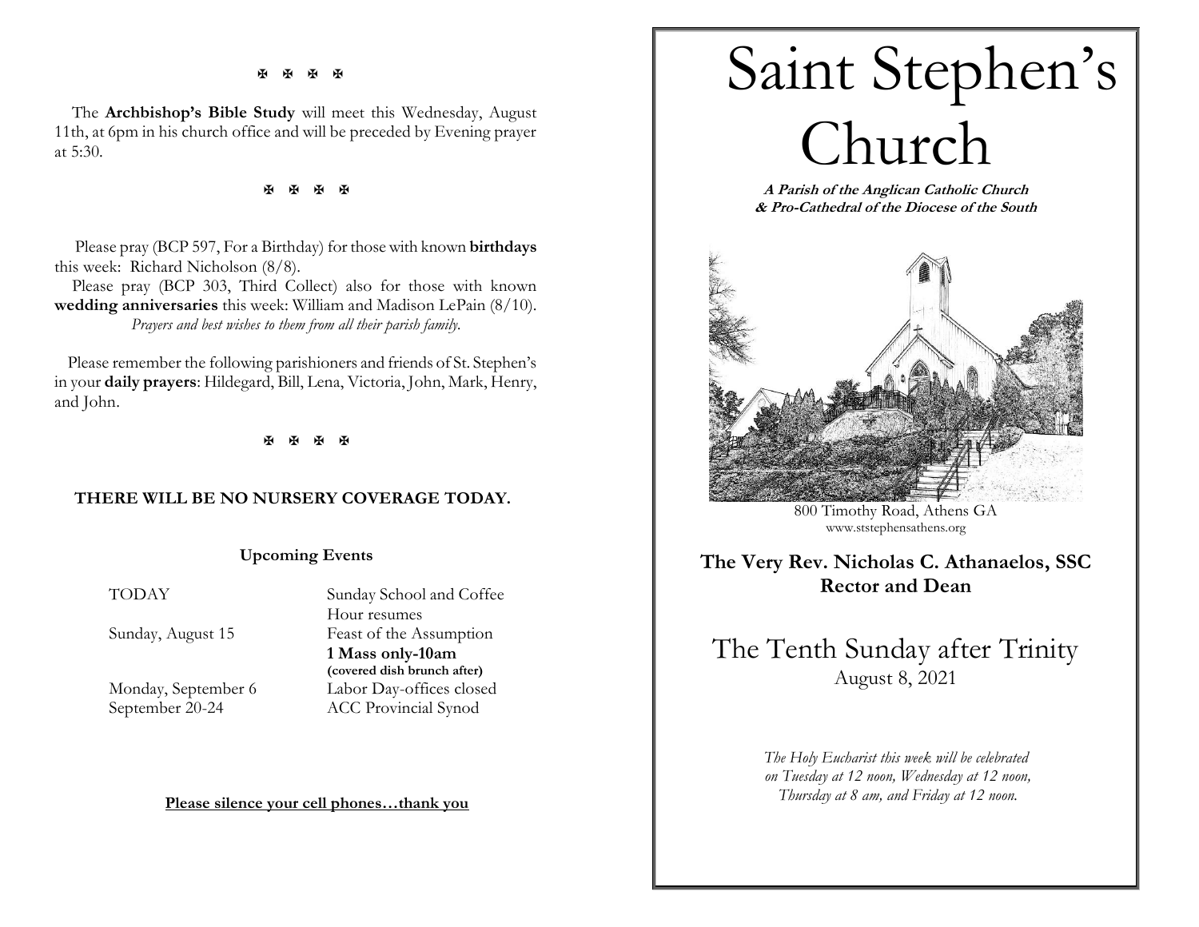✠ ✠ ✠ ✠

The **Archbishop's Bible Study** will meet this Wednesday, August 11th, at 6pm in his church office and will be preceded by Evening prayer at 5:30.

✠ ✠ ✠ ✠

Please pray (BCP 597, For a Birthday) for those with known **birthdays** this week: Richard Nicholson (8/8).

Please pray (BCP 303, Third Collect) also for those with known **wedding anniversaries** this week: William and Madison LePain (8/10).

*Prayers and best wishes to them from all their parish family.*

Please remember the following parishioners and friends of St. Stephen's in your **daily prayers**: Hildegard, Bill, Lena, Victoria, John, Mark, Henry, and John.

✠ ✠ ✠ ✠

**THERE WILL BE NO NURSERY COVERAGE TODAY.**

**Upcoming Events**

| | |
|---|---|
| TODAY | Sunday School and Coffee Hour resumes |
| Sunday, August 15 | Feast of the Assumption<br>**1 Mass only-10am**<br>**(covered dish brunch after)** |
| Monday, September 6 | Labor Day-offices closed |
| September 20-24 | ACC Provincial Synod |

**Please silence your cell phones…thank you**

# Saint Stephen's Church

***A Parish of the Anglican Catholic Church***
***& Pro-Cathedral of the Diocese of the South***

800 Timothy Road, Athens GA
www.ststephensathens.org

**The Very Rev. Nicholas C. Athanaelos, SSC**
**Rector and Dean**

## The Tenth Sunday after Trinity

August 8, 2021

*The Holy Eucharist this week will be celebrated on Tuesday at 12 noon, Wednesday at 12 noon, Thursday at 8 am, and Friday at 12 noon.*